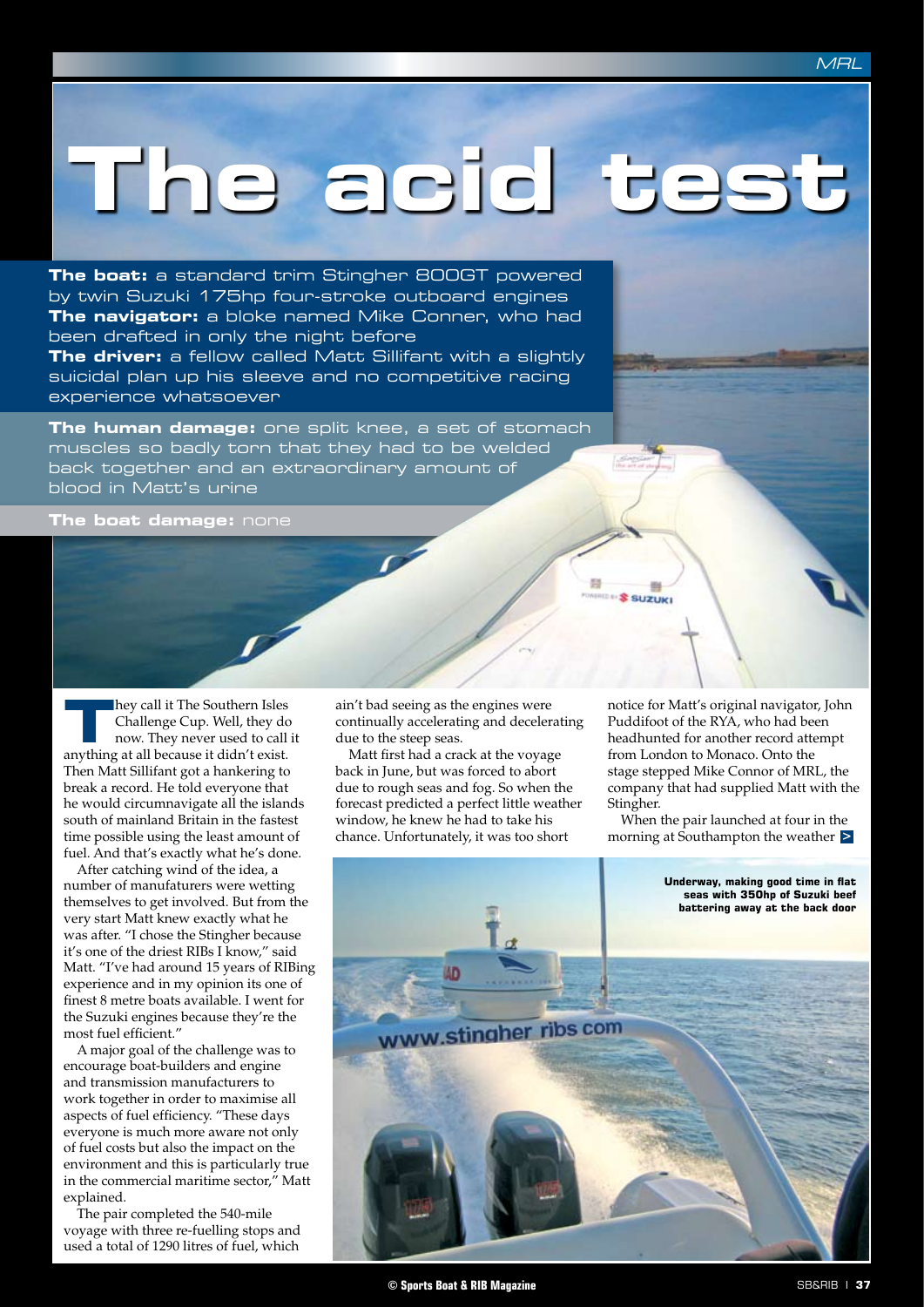# The acid test

**The boat:** a standard trim Stingher 800GT powered by twin Suzuki 175hp four-stroke outboard engines
**The navigator:** a bloke named Mike Conner, who had been drafted in only the night before
**The driver:** a fellow called Matt Sillifant with a slightly suicidal plan up his sleeve and no competitive racing experience whatsoever

**The human damage:** one split knee, a set of stomach muscles so badly torn that they had to be welded back together and an extraordinary amount of blood in Matt's urine

**The boat damage:** none

They call it The Southern Isles Challenge Cup. Well, they do now. They never used to call it anything at all because it didn't exist. Then Matt Sillifant got a hankering to break a record. He told everyone that he would circumnavigate all the islands south of mainland Britain in the fastest time possible using the least amount of fuel. And that's exactly what he's done.

After catching wind of the idea, a number of manufaturers were wetting themselves to get involved. But from the very start Matt knew exactly what he was after. "I chose the Stingher because it's one of the driest RIBs I know," said Matt. "I've had around 15 years of RIBing experience and in my opinion its one of finest 8 metre boats available. I went for the Suzuki engines because they're the most fuel efficient."

A major goal of the challenge was to encourage boat-builders and engine and transmission manufacturers to work together in order to maximise all aspects of fuel efficiency. "These days everyone is much more aware not only of fuel costs but also the impact on the environment and this is particularly true in the commercial maritime sector," Matt explained.

The pair completed the 540-mile voyage with three re-fuelling stops and used a total of 1290 litres of fuel, which ain't bad seeing as the engines were continually accelerating and decelerating due to the steep seas.

Matt first had a crack at the voyage back in June, but was forced to abort due to rough seas and fog. So when the forecast predicted a perfect little weather window, he knew he had to take his chance. Unfortunately, it was too short notice for Matt's original navigator, John Puddifoot of the RYA, who had been headhunted for another record attempt from London to Monaco. Onto the stage stepped Mike Connor of MRL, the company that had supplied Matt with the Stingher.

When the pair launched at four in the morning at Southampton the weather >

**Underway, making good time in flat seas with 350hp of Suzuki beef battering away at the back door**

© Sports Boat & RIB Magazine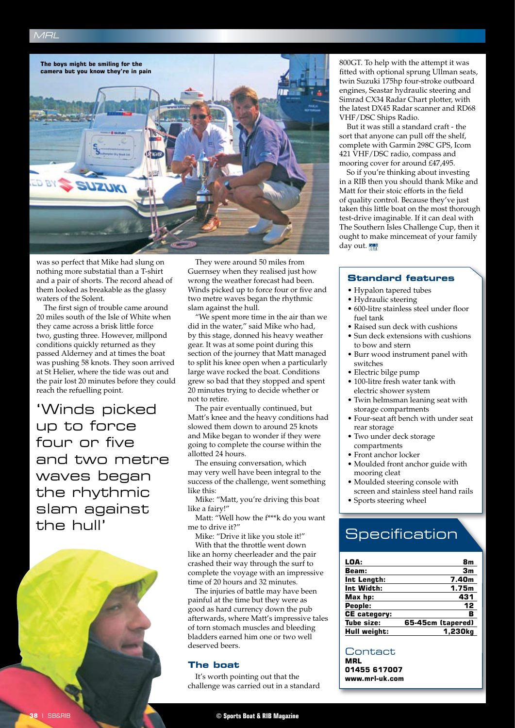The boys might be smiling for the camera but you know they're in pain

was so perfect that Mike had slung on nothing more substatial than a T-shirt and a pair of shorts. The record ahead of them looked as breakable as the glassy waters of the Solent.

The first sign of trouble came around 20 miles south of the Isle of White when they came across a brisk little force two, gusting three. However, millpond conditions quickly returned as they passed Alderney and at times the boat was pushing 58 knots. They soon arrived at St Helier, where the tide was out and the pair lost 20 minutes before they could reach the refuelling point.

> 'Winds picked up to force four or five and two metre waves began the rhythmic slam against the hull'

They were around 50 miles from Guernsey when they realised just how wrong the weather forecast had been. Winds picked up to force four or five and two metre waves began the rhythmic slam against the hull.

"We spent more time in the air than we did in the water," said Mike who had, by this stage, donned his heavy weather gear. It was at some point during this section of the journey that Matt managed to split his knee open when a particularly large wave rocked the boat. Conditions grew so bad that they stopped and spent 20 minutes trying to decide whether or not to retire.

The pair eventually continued, but Matt's knee and the heavy conditions had slowed them down to around 25 knots and Mike began to wonder if they were going to complete the course within the allotted 24 hours.

The ensuing conversation, which may very well have been integral to the success of the challenge, went something like this:

Mike: "Matt, you're driving this boat like a fairy!"

Matt: "Well how the f***k do you want me to drive it?"

Mike: "Drive it like you stole it!"

With that the throttle went down like an horny cheerleader and the pair crashed their way through the surf to complete the voyage with an impressive time of 20 hours and 32 minutes.

The injuries of battle may have been painful at the time but they were as good as hard currency down the pub afterwards, where Matt's impressive tales of torn stomach muscles and bleeding bladders earned him one or two well deserved beers.

## The boat

It's worth pointing out that the challenge was carried out in a standard 800GT. To help with the attempt it was fitted with optional sprung Ullman seats, twin Suzuki 175hp four-stroke outboard engines, Seastar hydraulic steering and Simrad CX34 Radar Chart plotter, with the latest DX45 Radar scanner and RD68 VHF/DSC Ships Radio.

But it was still a standard craft - the sort that anyone can pull off the shelf, complete with Garmin 298C GPS, Icom 421 VHF/DSC radio, compass and mooring cover for around £47,495.

So if you're thinking about investing in a RIB then you should thank Mike and Matt for their stoic efforts in the field of quality control. Because they've just taken this little boat on the most thorough test-drive imaginable. If it can deal with The Southern Isles Challenge Cup, then it ought to make mincemeat of your family day out.

## Standard features

- Hypalon tapered tubes
- Hydraulic steering
- 600-litre stainless steel under floor fuel tank
- Raised sun deck with cushions
- Sun deck extensions with cushions to bow and stern
- Burr wood instrument panel with switches
- Electric bilge pump
- 100-litre fresh water tank with electric shower system
- Twin helmsman leaning seat with storage compartments
- Four-seat aft bench with under seat rear storage
- Two under deck storage compartments
- Front anchor locker
- Moulded front anchor guide with mooring cleat
- Moulded steering console with screen and stainless steel hand rails
- Sports steering wheel

## Specification

| | |
|---|---|
| **LOA:** | **8m** |
| **Beam:** | **3m** |
| **Int Length:** | **7.40m** |
| **Int Width:** | **1.75m** |
| **Max hp:** | **431** |
| **People:** | **12** |
| **CE category:** | **B** |
| **Tube size:** | **65-45cm (tapered)** |
| **Hull weight:** | **1,230kg** |

## Contact

**MRL**
**01455 617007**
**www.mrl-uk.com**

© Sports Boat & RIB Magazine